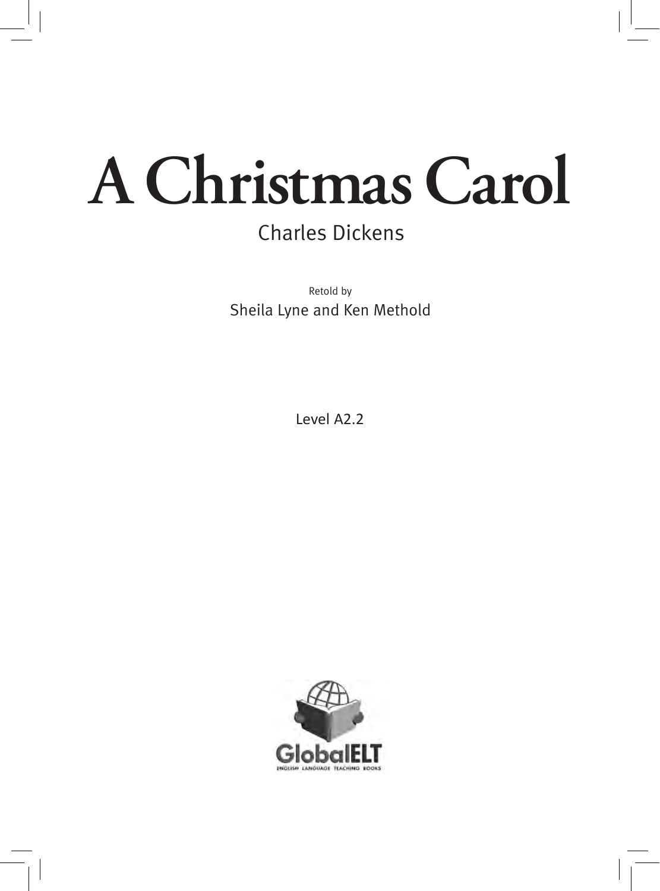# A Christmas Carol

Charles Dickens

Retold by

Sheila Lyne and Ken Methold

Level A2.2

GlobalELT

ENGLISH LANGUAGE TEACHING BOOKS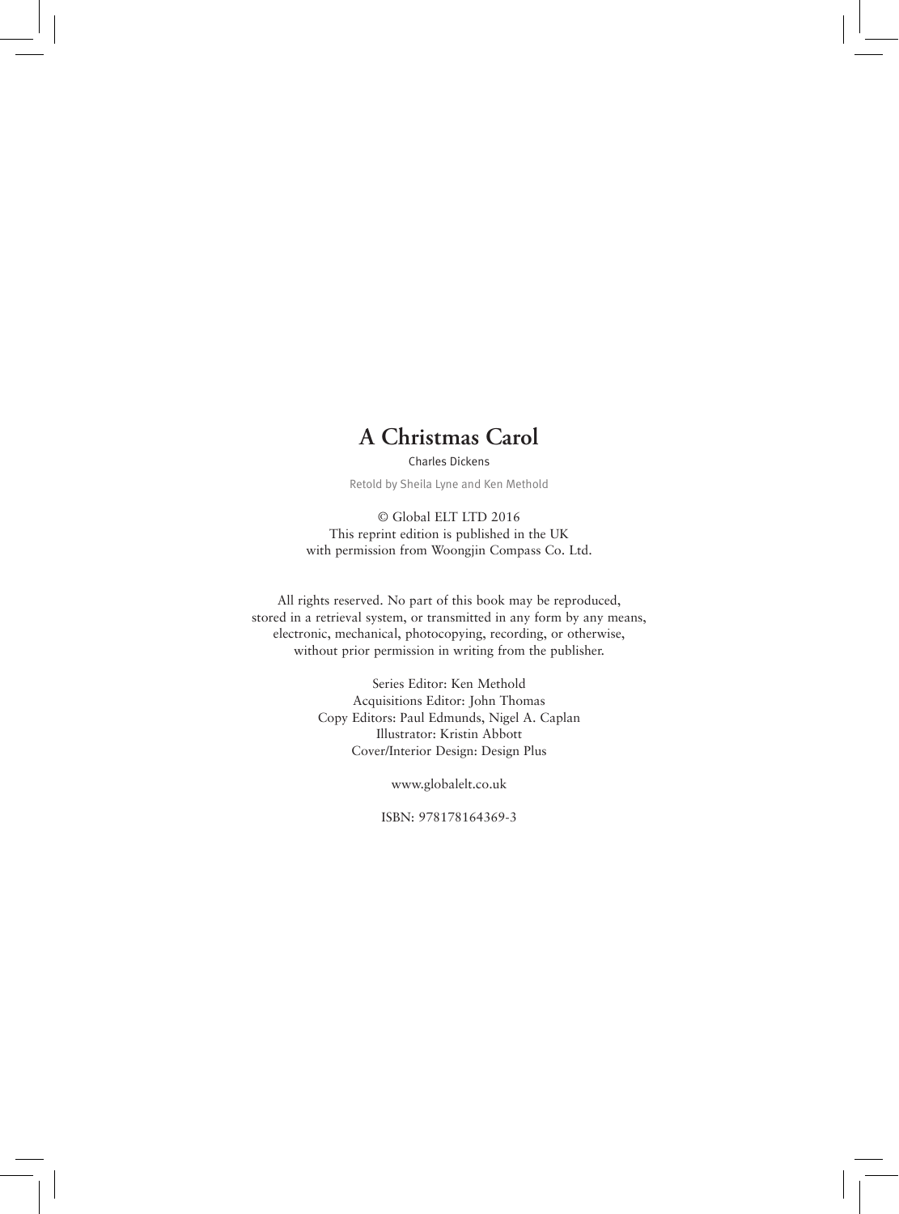# A Christmas Carol

Charles Dickens

Retold by Sheila Lyne and Ken Methold

© Global ELT LTD 2016
This reprint edition is published in the UK
with permission from Woongjin Compass Co. Ltd.

All rights reserved. No part of this book may be reproduced,
stored in a retrieval system, or transmitted in any form by any means,
electronic, mechanical, photocopying, recording, or otherwise,
without prior permission in writing from the publisher.

Series Editor: Ken Methold
Acquisitions Editor: John Thomas
Copy Editors: Paul Edmunds, Nigel A. Caplan
Illustrator: Kristin Abbott
Cover/Interior Design: Design Plus

www.globalelt.co.uk

ISBN: 978178164369-3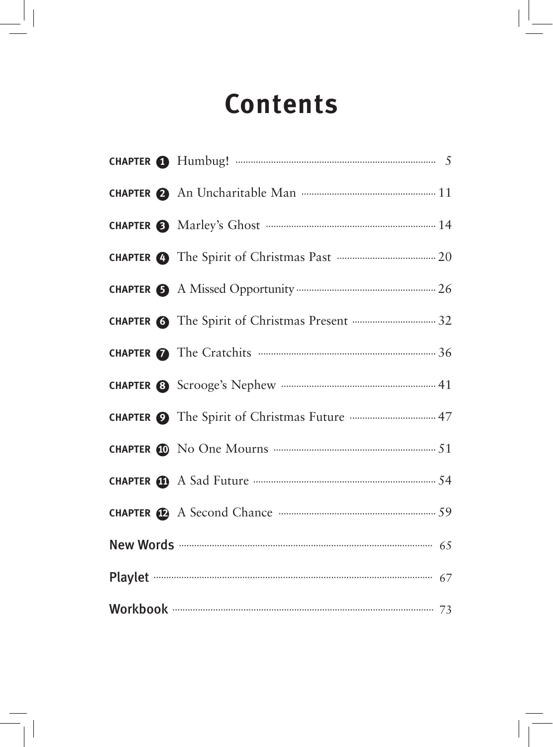# Contents

| | | |
|---|---|---|
| **CHAPTER 1** | Humbug! | 5 |
| **CHAPTER 2** | An Uncharitable Man | 11 |
| **CHAPTER 3** | Marley's Ghost | 14 |
| **CHAPTER 4** | The Spirit of Christmas Past | 20 |
| **CHAPTER 5** | A Missed Opportunity | 26 |
| **CHAPTER 6** | The Spirit of Christmas Present | 32 |
| **CHAPTER 7** | The Cratchits | 36 |
| **CHAPTER 8** | Scrooge's Nephew | 41 |
| **CHAPTER 9** | The Spirit of Christmas Future | 47 |
| **CHAPTER 10** | No One Mourns | 51 |
| **CHAPTER 11** | A Sad Future | 54 |
| **CHAPTER 12** | A Second Chance | 59 |
| **New Words** | | 65 |
| **Playlet** | | 67 |
| **Workbook** | | 73 |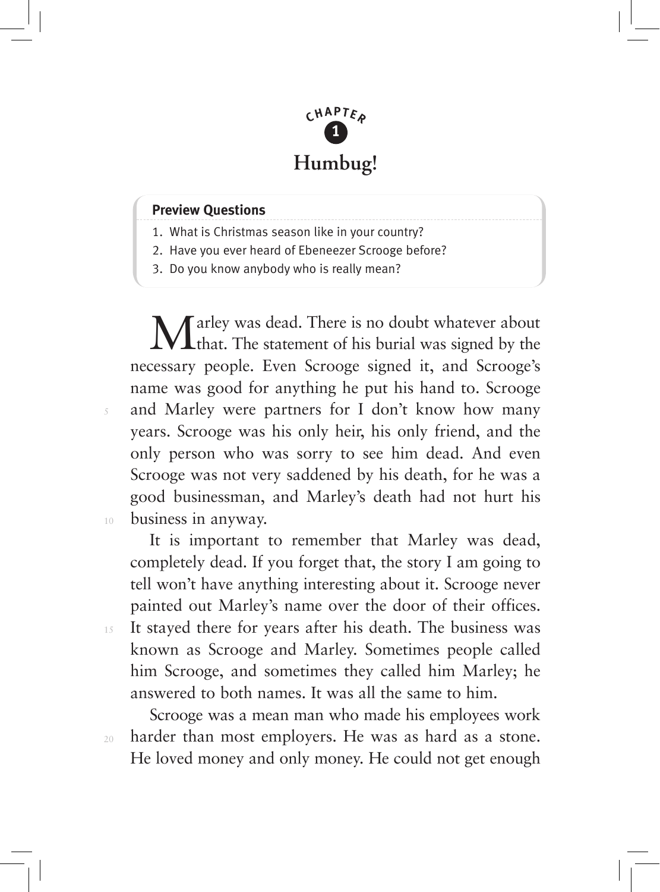# Chapter 1

## Humbug!

**Preview Questions**

1. What is Christmas season like in your country?
2. Have you ever heard of Ebeneezer Scrooge before?
3. Do you know anybody who is really mean?

Marley was dead. There is no doubt whatever about that. The statement of his burial was signed by the necessary people. Even Scrooge signed it, and Scrooge's name was good for anything he put his hand to. Scrooge and Marley were partners for I don't know how many years. Scrooge was his only heir, his only friend, and the only person who was sorry to see him dead. And even Scrooge was not very saddened by his death, for he was a good businessman, and Marley's death had not hurt his business in anyway.

It is important to remember that Marley was dead, completely dead. If you forget that, the story I am going to tell won't have anything interesting about it. Scrooge never painted out Marley's name over the door of their offices. It stayed there for years after his death. The business was known as Scrooge and Marley. Sometimes people called him Scrooge, and sometimes they called him Marley; he answered to both names. It was all the same to him.

Scrooge was a mean man who made his employees work harder than most employers. He was as hard as a stone. He loved money and only money. He could not get enough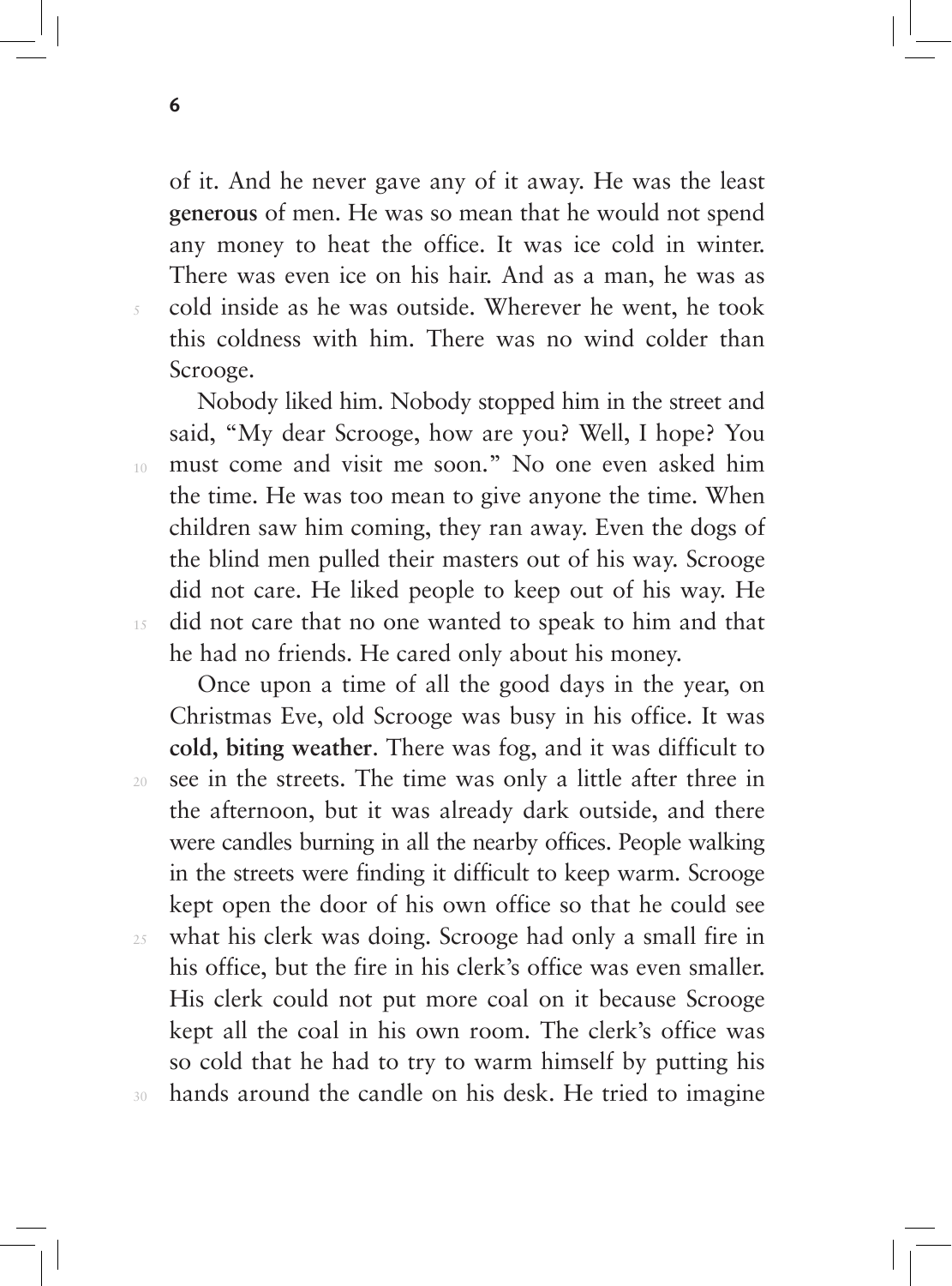of it. And he never gave any of it away. He was the least **generous** of men. He was so mean that he would not spend any money to heat the office. It was ice cold in winter. There was even ice on his hair. And as a man, he was as cold inside as he was outside. Wherever he went, he took this coldness with him. There was no wind colder than Scrooge.

Nobody liked him. Nobody stopped him in the street and said, "My dear Scrooge, how are you? Well, I hope? You must come and visit me soon." No one even asked him the time. He was too mean to give anyone the time. When children saw him coming, they ran away. Even the dogs of the blind men pulled their masters out of his way. Scrooge did not care. He liked people to keep out of his way. He did not care that no one wanted to speak to him and that he had no friends. He cared only about his money.

Once upon a time of all the good days in the year, on Christmas Eve, old Scrooge was busy in his office. It was **cold, biting weather**. There was fog, and it was difficult to see in the streets. The time was only a little after three in the afternoon, but it was already dark outside, and there were candles burning in all the nearby offices. People walking in the streets were finding it difficult to keep warm. Scrooge kept open the door of his own office so that he could see what his clerk was doing. Scrooge had only a small fire in his office, but the fire in his clerk's office was even smaller. His clerk could not put more coal on it because Scrooge kept all the coal in his own room. The clerk's office was so cold that he had to try to warm himself by putting his hands around the candle on his desk. He tried to imagine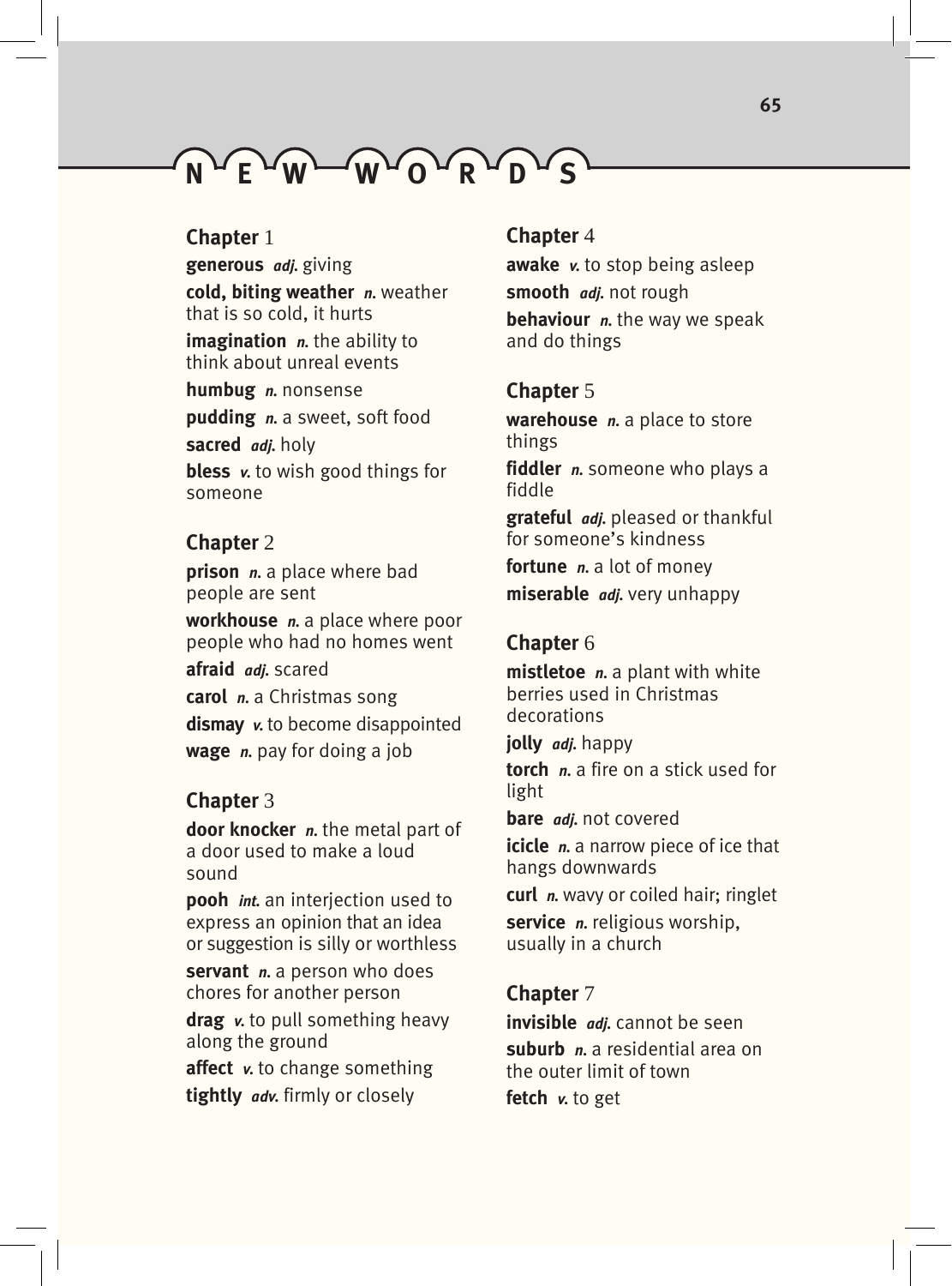# NEW WORDS

## Chapter 1

**generous** *adj.* giving

**cold, biting weather** *n.* weather that is so cold, it hurts

**imagination** *n.* the ability to think about unreal events

**humbug** *n.* nonsense

**pudding** *n.* a sweet, soft food

**sacred** *adj.* holy

**bless** *v.* to wish good things for someone

## Chapter 2

**prison** *n.* a place where bad people are sent

**workhouse** *n.* a place where poor people who had no homes went

**afraid** *adj.* scared

**carol** *n.* a Christmas song

**dismay** *v.* to become disappointed

**wage** *n.* pay for doing a job

## Chapter 3

**door knocker** *n.* the metal part of a door used to make a loud sound

**pooh** *int.* an interjection used to express an opinion that an idea or suggestion is silly or worthless

**servant** *n.* a person who does chores for another person

**drag** *v.* to pull something heavy along the ground

**affect** *v.* to change something

**tightly** *adv.* firmly or closely

## Chapter 4

**awake** *v.* to stop being asleep

**smooth** *adj.* not rough

**behaviour** *n.* the way we speak and do things

## Chapter 5

**warehouse** *n.* a place to store things

**fiddler** *n.* someone who plays a fiddle

**grateful** *adj.* pleased or thankful for someone's kindness

**fortune** *n.* a lot of money

**miserable** *adj.* very unhappy

## Chapter 6

**mistletoe** *n.* a plant with white berries used in Christmas decorations

**jolly** *adj.* happy

**torch** *n.* a fire on a stick used for light

**bare** *adj.* not covered

**icicle** *n.* a narrow piece of ice that hangs downwards

**curl** *n.* wavy or coiled hair; ringlet

**service** *n.* religious worship, usually in a church

## Chapter 7

**invisible** *adj.* cannot be seen

**suburb** *n.* a residential area on the outer limit of town

**fetch** *v.* to get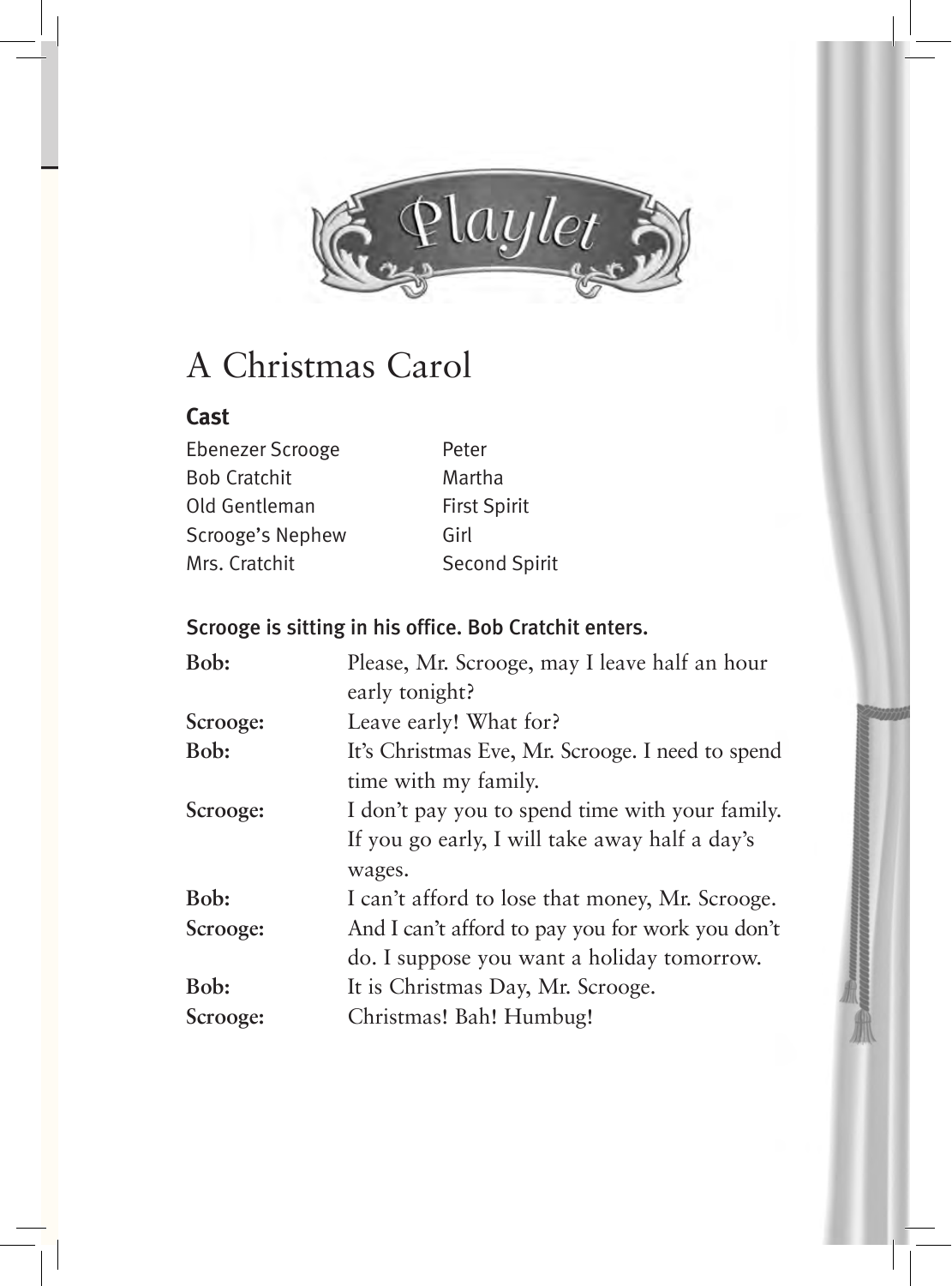# Playlet

## A Christmas Carol

### Cast

| | |
|---|---|
| Ebenezer Scrooge | Peter |
| Bob Cratchit | Martha |
| Old Gentleman | First Spirit |
| Scrooge's Nephew | Girl |
| Mrs. Cratchit | Second Spirit |

**Scrooge is sitting in his office. Bob Cratchit enters.**

**Bob:** Please, Mr. Scrooge, may I leave half an hour early tonight?

**Scrooge:** Leave early! What for?

**Bob:** It's Christmas Eve, Mr. Scrooge. I need to spend time with my family.

**Scrooge:** I don't pay you to spend time with your family. If you go early, I will take away half a day's wages.

**Bob:** I can't afford to lose that money, Mr. Scrooge.

**Scrooge:** And I can't afford to pay you for work you don't do. I suppose you want a holiday tomorrow.

**Bob:** It is Christmas Day, Mr. Scrooge.

**Scrooge:** Christmas! Bah! Humbug!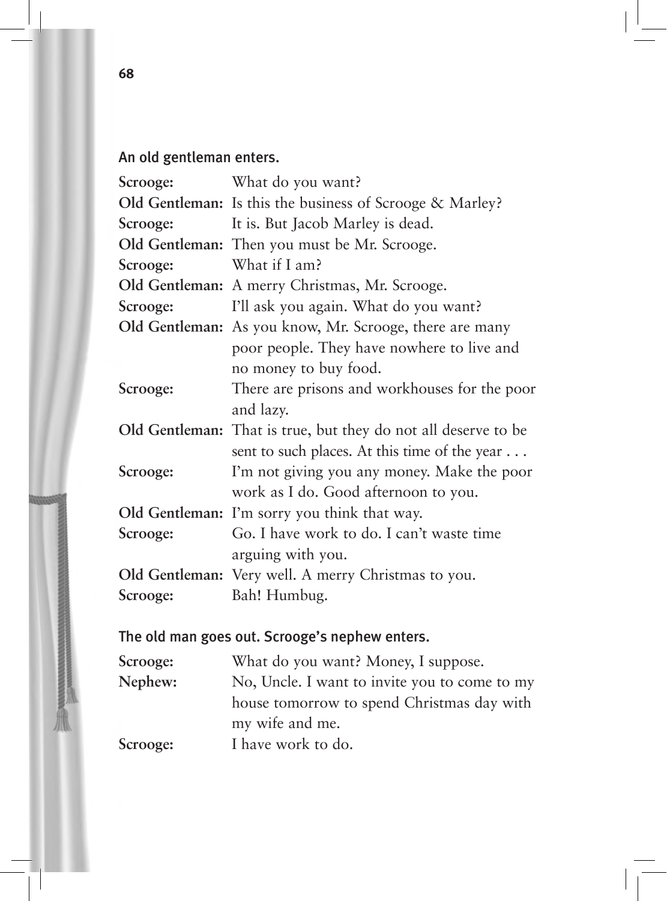An old gentleman enters.

**Scrooge:** What do you want?
**Old Gentleman:** Is this the business of Scrooge & Marley?
**Scrooge:** It is. But Jacob Marley is dead.
**Old Gentleman:** Then you must be Mr. Scrooge.
**Scrooge:** What if I am?
**Old Gentleman:** A merry Christmas, Mr. Scrooge.
**Scrooge:** I'll ask you again. What do you want?
**Old Gentleman:** As you know, Mr. Scrooge, there are many poor people. They have nowhere to live and no money to buy food.
**Scrooge:** There are prisons and workhouses for the poor and lazy.
**Old Gentleman:** That is true, but they do not all deserve to be sent to such places. At this time of the year . . .
**Scrooge:** I'm not giving you any money. Make the poor work as I do. Good afternoon to you.
**Old Gentleman:** I'm sorry you think that way.
**Scrooge:** Go. I have work to do. I can't waste time arguing with you.
**Old Gentleman:** Very well. A merry Christmas to you.
**Scrooge:** Bah! Humbug.

The old man goes out. Scrooge's nephew enters.

**Scrooge:** What do you want? Money, I suppose.
**Nephew:** No, Uncle. I want to invite you to come to my house tomorrow to spend Christmas day with my wife and me.
**Scrooge:** I have work to do.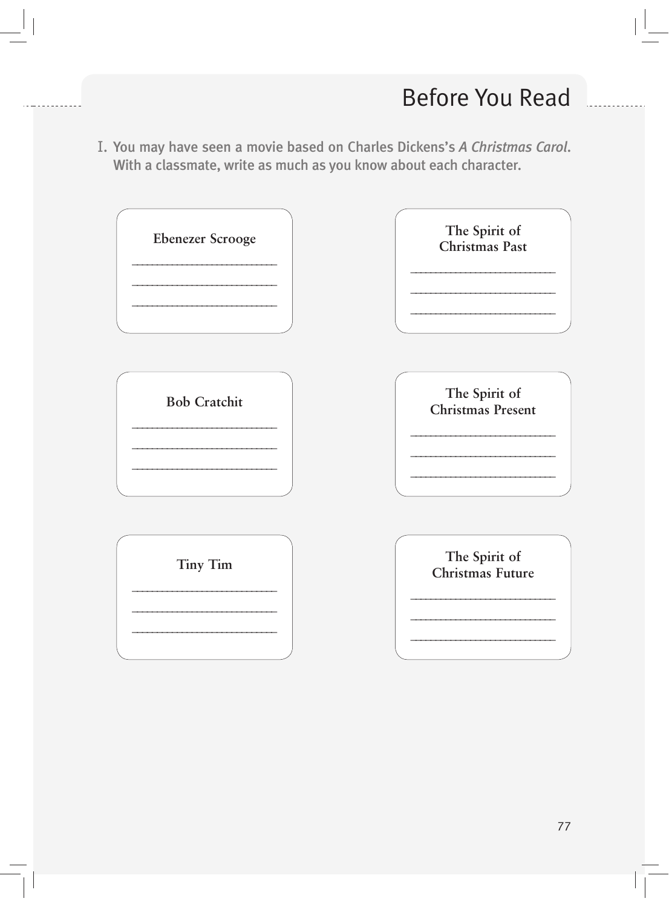## Before You Read

I. You may have seen a movie based on Charles Dickens's *A Christmas Carol*. With a classmate, write as much as you know about each character.

**Ebenezer Scrooge**

____________________________

____________________________

____________________________

**The Spirit of Christmas Past**

____________________________

____________________________

____________________________

**Bob Cratchit**

____________________________

____________________________

____________________________

**The Spirit of Christmas Present**

____________________________

____________________________

____________________________

**Tiny Tim**

____________________________

____________________________

____________________________

**The Spirit of Christmas Future**

____________________________

____________________________

____________________________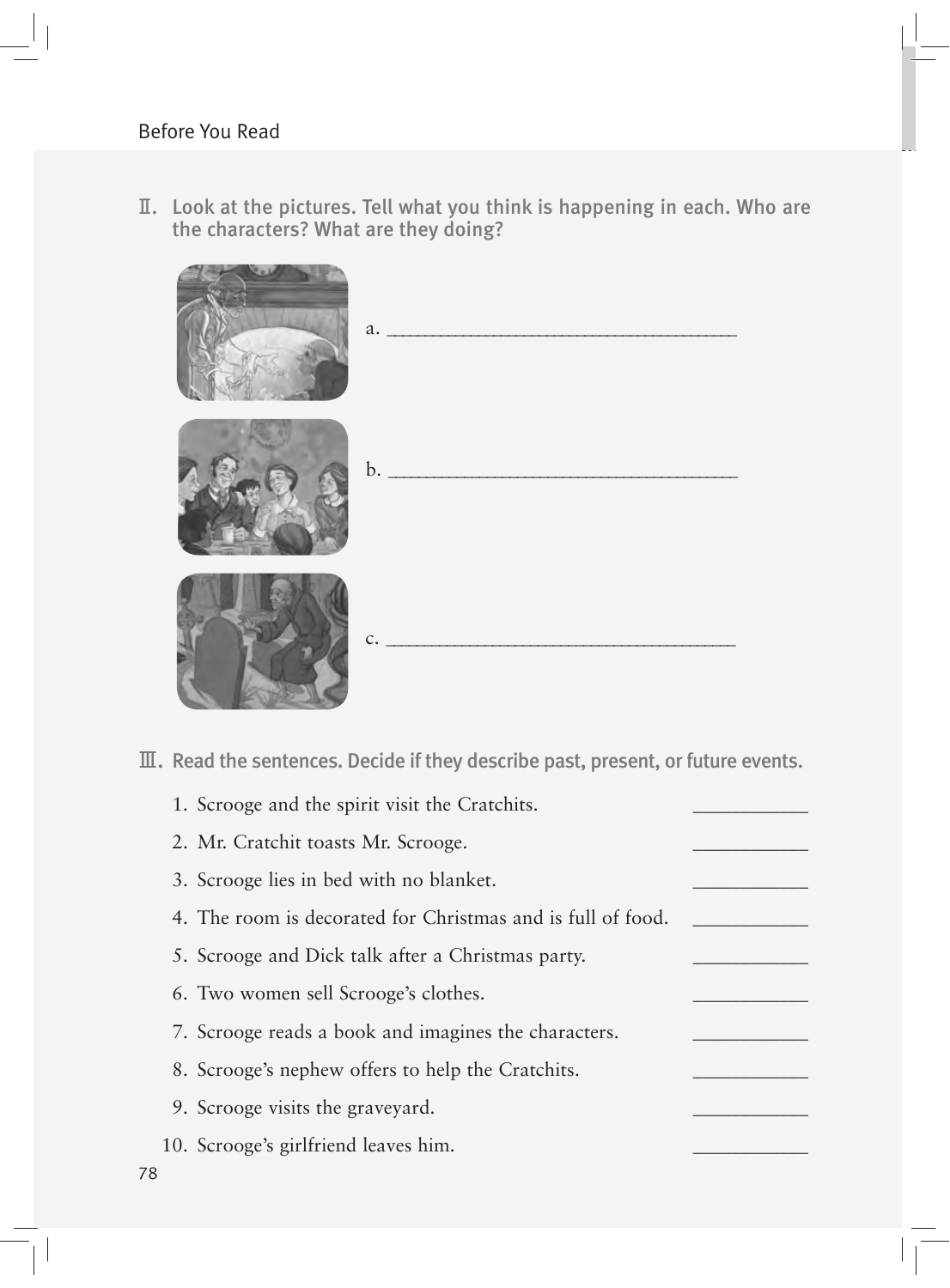Before You Read

II. **Look at the pictures. Tell what you think is happening in each. Who are the characters? What are they doing?**

a. ____________________________________

b. ____________________________________

c. ____________________________________

III. **Read the sentences. Decide if they describe past, present, or future events.**

1. Scrooge and the spirit visit the Cratchits. __________
2. Mr. Cratchit toasts Mr. Scrooge. __________
3. Scrooge lies in bed with no blanket. __________
4. The room is decorated for Christmas and is full of food. __________
5. Scrooge and Dick talk after a Christmas party. __________
6. Two women sell Scrooge's clothes. __________
7. Scrooge reads a book and imagines the characters. __________
8. Scrooge's nephew offers to help the Cratchits. __________
9. Scrooge visits the graveyard. __________
10. Scrooge's girlfriend leaves him. __________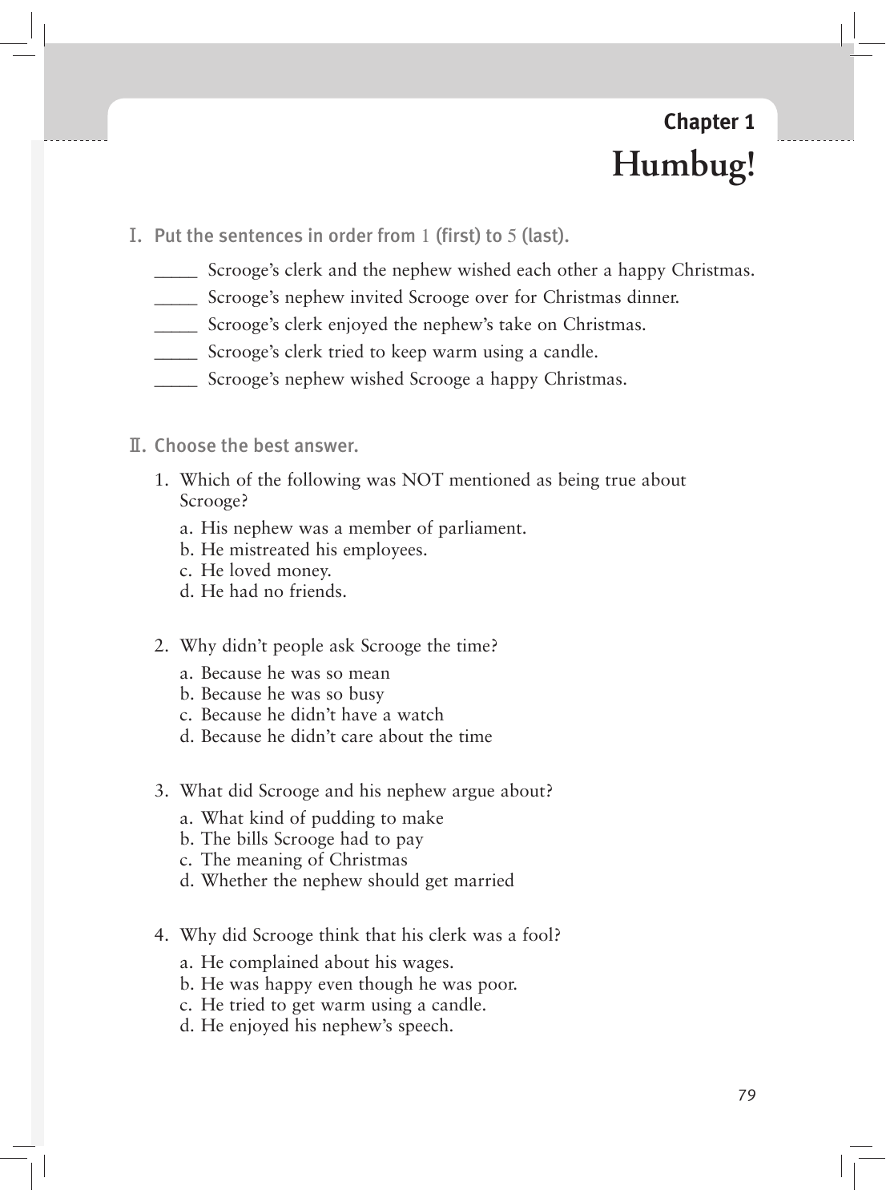## Chapter 1

# Humbug!

I. Put the sentences in order from 1 (first) to 5 (last).

_____ Scrooge's clerk and the nephew wished each other a happy Christmas.
_____ Scrooge's nephew invited Scrooge over for Christmas dinner.
_____ Scrooge's clerk enjoyed the nephew's take on Christmas.
_____ Scrooge's clerk tried to keep warm using a candle.
_____ Scrooge's nephew wished Scrooge a happy Christmas.

II. Choose the best answer.

1. Which of the following was NOT mentioned as being true about Scrooge?
   - a. His nephew was a member of parliament.
   - b. He mistreated his employees.
   - c. He loved money.
   - d. He had no friends.

2. Why didn't people ask Scrooge the time?
   - a. Because he was so mean
   - b. Because he was so busy
   - c. Because he didn't have a watch
   - d. Because he didn't care about the time

3. What did Scrooge and his nephew argue about?
   - a. What kind of pudding to make
   - b. The bills Scrooge had to pay
   - c. The meaning of Christmas
   - d. Whether the nephew should get married

4. Why did Scrooge think that his clerk was a fool?
   - a. He complained about his wages.
   - b. He was happy even though he was poor.
   - c. He tried to get warm using a candle.
   - d. He enjoyed his nephew's speech.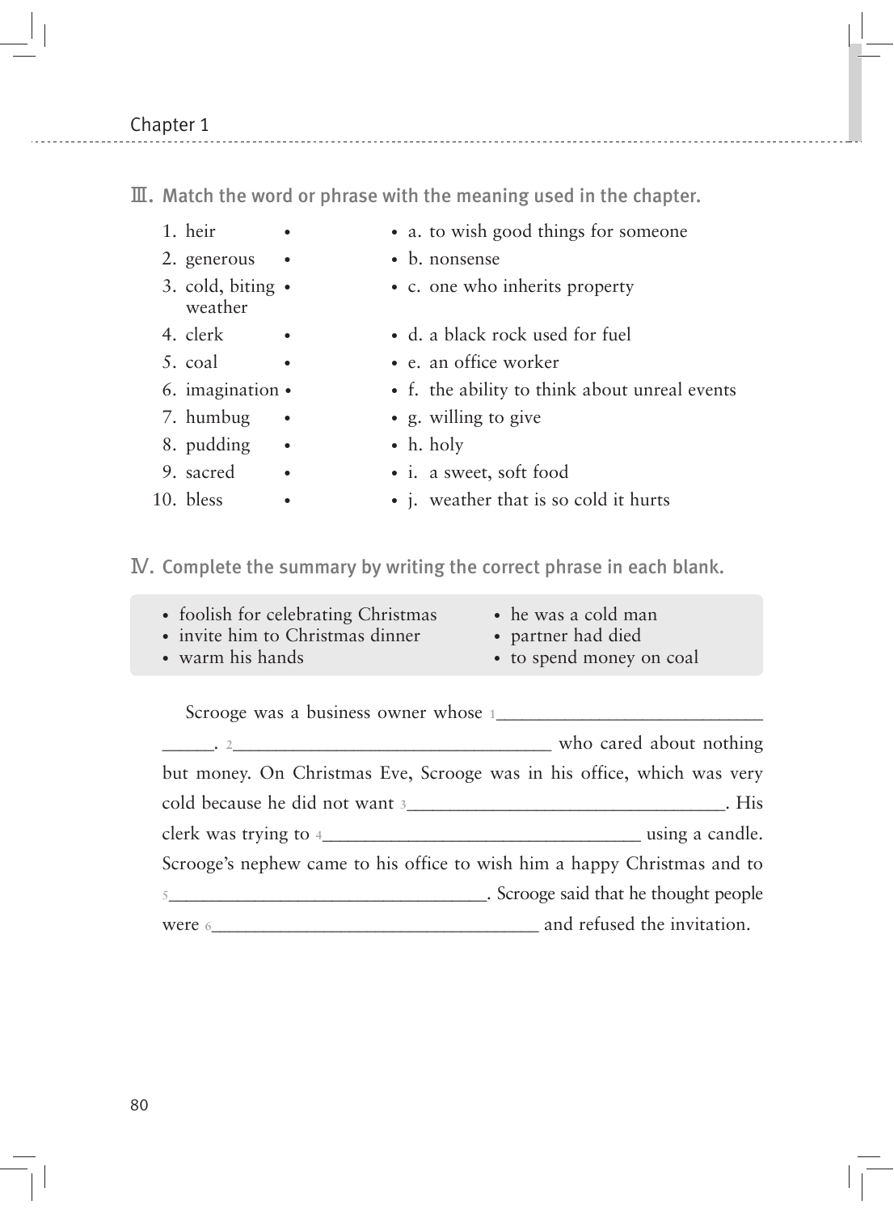## III. Match the word or phrase with the meaning used in the chapter.

| | | |
|---|---|---|
| 1. heir | • | • a. to wish good things for someone |
| 2. generous | • | • b. nonsense |
| 3. cold, biting weather | • | • c. one who inherits property |
| 4. clerk | • | • d. a black rock used for fuel |
| 5. coal | • | • e. an office worker |
| 6. imagination | • | • f. the ability to think about unreal events |
| 7. humbug | • | • g. willing to give |
| 8. pudding | • | • h. holy |
| 9. sacred | • | • i. a sweet, soft food |
| 10. bless | • | • j. weather that is so cold it hurts |

## IV. Complete the summary by writing the correct phrase in each blank.

- foolish for celebrating Christmas
- invite him to Christmas dinner
- warm his hands
- he was a cold man
- partner had died
- to spend money on coal

Scrooge was a business owner whose 1_________________________________. 2_________________________________ who cared about nothing but money. On Christmas Eve, Scrooge was in his office, which was very cold because he did not want 3_________________________________. His clerk was trying to 4_________________________________ using a candle. Scrooge's nephew came to his office to wish him a happy Christmas and to 5_________________________________. Scrooge said that he thought people were 6_________________________________ and refused the invitation.